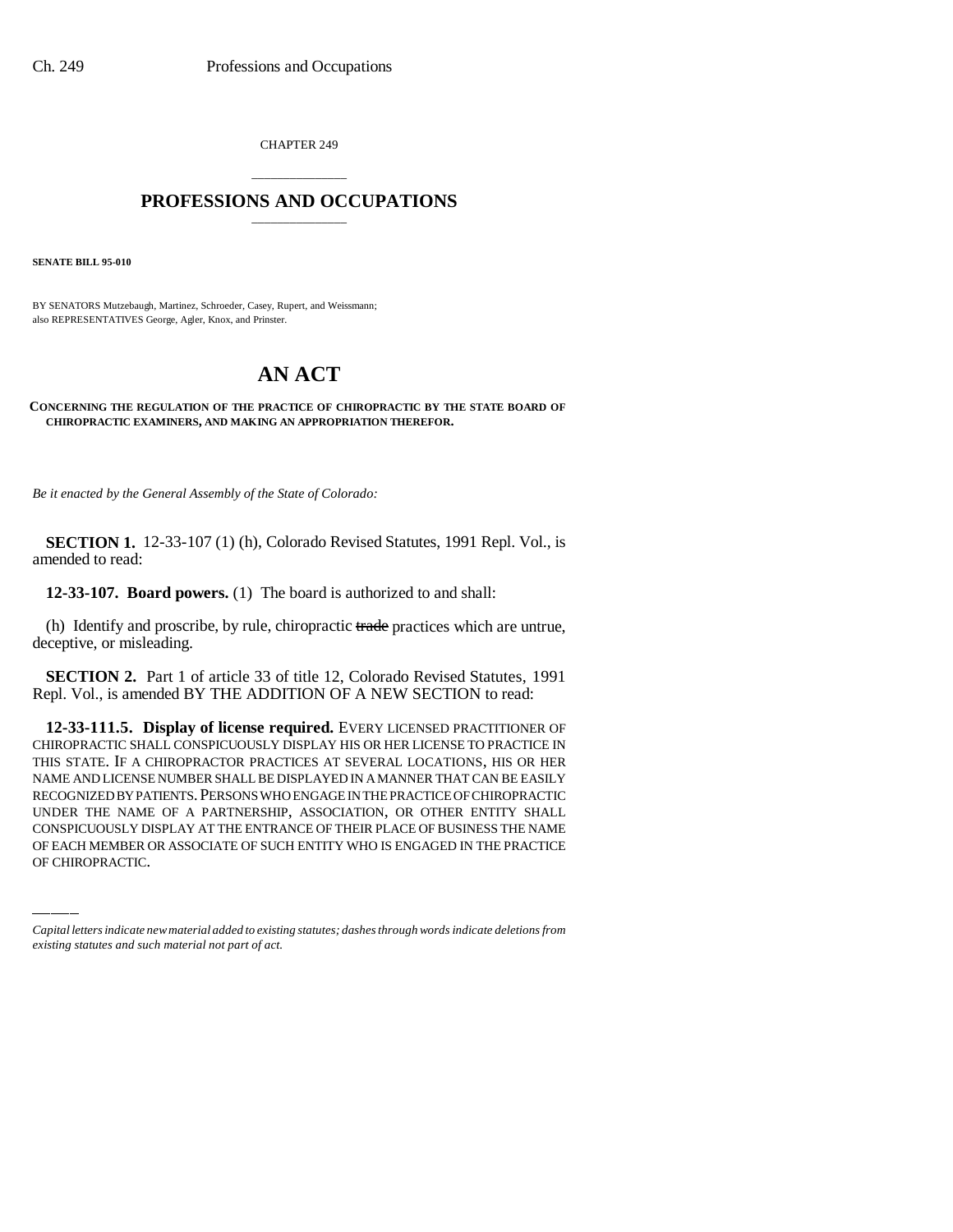CHAPTER 249

# PROFESSIONS AND OCCUPATIONS

**SENATE BILL 95-010**

BY SENATORS Mutzebaugh, Martinez, Schroeder, Casey, Rupert, and Weissmann;
also REPRESENTATIVES George, Agler, Knox, and Prinster.

# AN ACT

**CONCERNING THE REGULATION OF THE PRACTICE OF CHIROPRACTIC BY THE STATE BOARD OF CHIROPRACTIC EXAMINERS, AND MAKING AN APPROPRIATION THEREFOR.**

*Be it enacted by the General Assembly of the State of Colorado:*

**SECTION 1.** 12-33-107 (1) (h), Colorado Revised Statutes, 1991 Repl. Vol., is amended to read:

**12-33-107. Board powers.** (1) The board is authorized to and shall:

(h) Identify and proscribe, by rule, chiropractic ~~trade~~ practices which are untrue, deceptive, or misleading.

**SECTION 2.** Part 1 of article 33 of title 12, Colorado Revised Statutes, 1991 Repl. Vol., is amended BY THE ADDITION OF A NEW SECTION to read:

**12-33-111.5. Display of license required.** EVERY LICENSED PRACTITIONER OF CHIROPRACTIC SHALL CONSPICUOUSLY DISPLAY HIS OR HER LICENSE TO PRACTICE IN THIS STATE. IF A CHIROPRACTOR PRACTICES AT SEVERAL LOCATIONS, HIS OR HER NAME AND LICENSE NUMBER SHALL BE DISPLAYED IN A MANNER THAT CAN BE EASILY RECOGNIZED BY PATIENTS. PERSONS WHO ENGAGE IN THE PRACTICE OF CHIROPRACTIC UNDER THE NAME OF A PARTNERSHIP, ASSOCIATION, OR OTHER ENTITY SHALL CONSPICUOUSLY DISPLAY AT THE ENTRANCE OF THEIR PLACE OF BUSINESS THE NAME OF EACH MEMBER OR ASSOCIATE OF SUCH ENTITY WHO IS ENGAGED IN THE PRACTICE OF CHIROPRACTIC.

*Capital letters indicate new material added to existing statutes; dashes through words indicate deletions from existing statutes and such material not part of act.*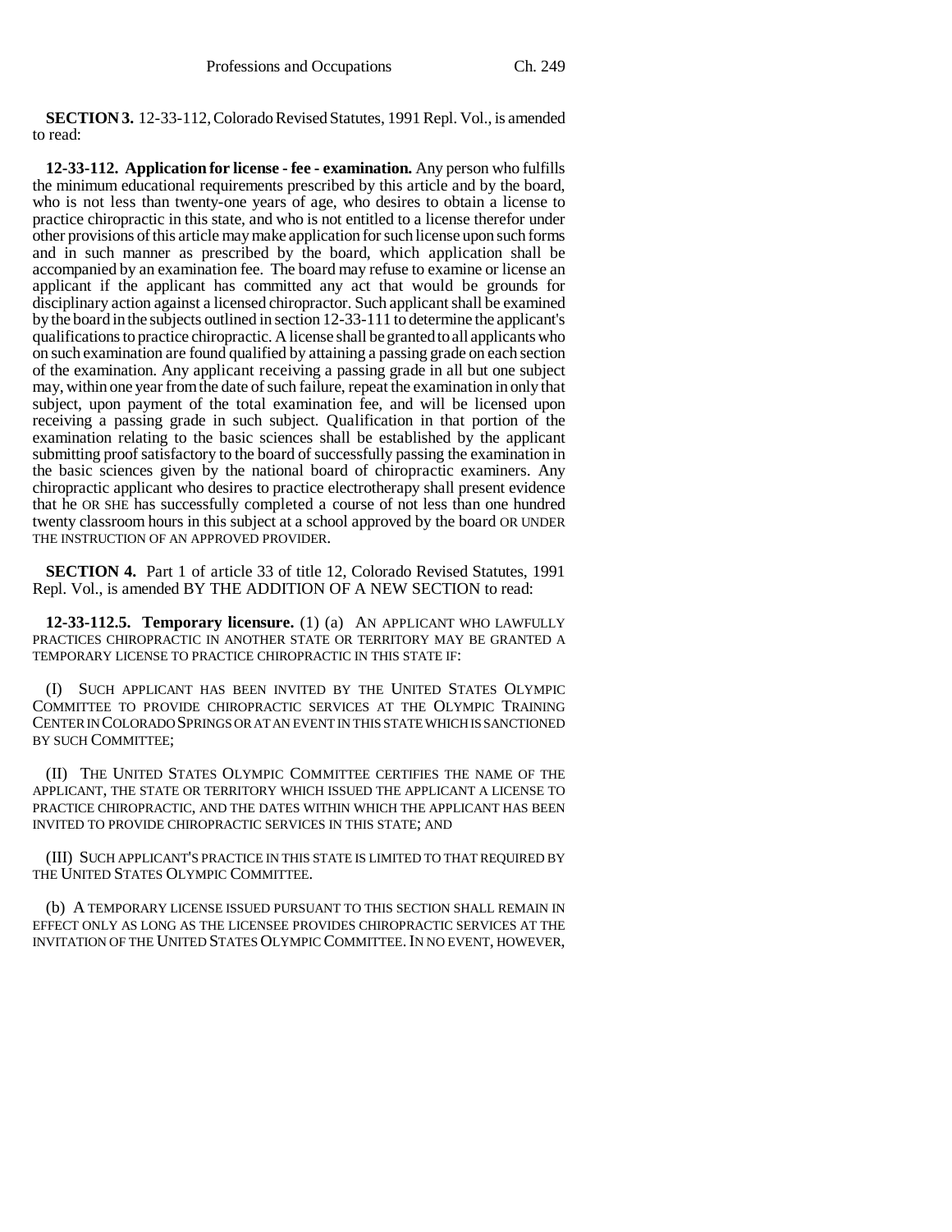**SECTION 3.** 12-33-112, Colorado Revised Statutes, 1991 Repl. Vol., is amended to read:

**12-33-112. Application for license - fee - examination.** Any person who fulfills the minimum educational requirements prescribed by this article and by the board, who is not less than twenty-one years of age, who desires to obtain a license to practice chiropractic in this state, and who is not entitled to a license therefor under other provisions of this article may make application for such license upon such forms and in such manner as prescribed by the board, which application shall be accompanied by an examination fee. The board may refuse to examine or license an applicant if the applicant has committed any act that would be grounds for disciplinary action against a licensed chiropractor. Such applicant shall be examined by the board in the subjects outlined in section 12-33-111 to determine the applicant's qualifications to practice chiropractic. A license shall be granted to all applicants who on such examination are found qualified by attaining a passing grade on each section of the examination. Any applicant receiving a passing grade in all but one subject may, within one year from the date of such failure, repeat the examination in only that subject, upon payment of the total examination fee, and will be licensed upon receiving a passing grade in such subject. Qualification in that portion of the examination relating to the basic sciences shall be established by the applicant submitting proof satisfactory to the board of successfully passing the examination in the basic sciences given by the national board of chiropractic examiners. Any chiropractic applicant who desires to practice electrotherapy shall present evidence that he OR SHE has successfully completed a course of not less than one hundred twenty classroom hours in this subject at a school approved by the board OR UNDER THE INSTRUCTION OF AN APPROVED PROVIDER.

**SECTION 4.** Part 1 of article 33 of title 12, Colorado Revised Statutes, 1991 Repl. Vol., is amended BY THE ADDITION OF A NEW SECTION to read:

**12-33-112.5. Temporary licensure.** (1) (a) AN APPLICANT WHO LAWFULLY PRACTICES CHIROPRACTIC IN ANOTHER STATE OR TERRITORY MAY BE GRANTED A TEMPORARY LICENSE TO PRACTICE CHIROPRACTIC IN THIS STATE IF:

(I) SUCH APPLICANT HAS BEEN INVITED BY THE UNITED STATES OLYMPIC COMMITTEE TO PROVIDE CHIROPRACTIC SERVICES AT THE OLYMPIC TRAINING CENTER IN COLORADO SPRINGS OR AT AN EVENT IN THIS STATE WHICH IS SANCTIONED BY SUCH COMMITTEE;

(II) THE UNITED STATES OLYMPIC COMMITTEE CERTIFIES THE NAME OF THE APPLICANT, THE STATE OR TERRITORY WHICH ISSUED THE APPLICANT A LICENSE TO PRACTICE CHIROPRACTIC, AND THE DATES WITHIN WHICH THE APPLICANT HAS BEEN INVITED TO PROVIDE CHIROPRACTIC SERVICES IN THIS STATE; AND

(III) SUCH APPLICANT'S PRACTICE IN THIS STATE IS LIMITED TO THAT REQUIRED BY THE UNITED STATES OLYMPIC COMMITTEE.

(b) A TEMPORARY LICENSE ISSUED PURSUANT TO THIS SECTION SHALL REMAIN IN EFFECT ONLY AS LONG AS THE LICENSEE PROVIDES CHIROPRACTIC SERVICES AT THE INVITATION OF THE UNITED STATES OLYMPIC COMMITTEE. IN NO EVENT, HOWEVER,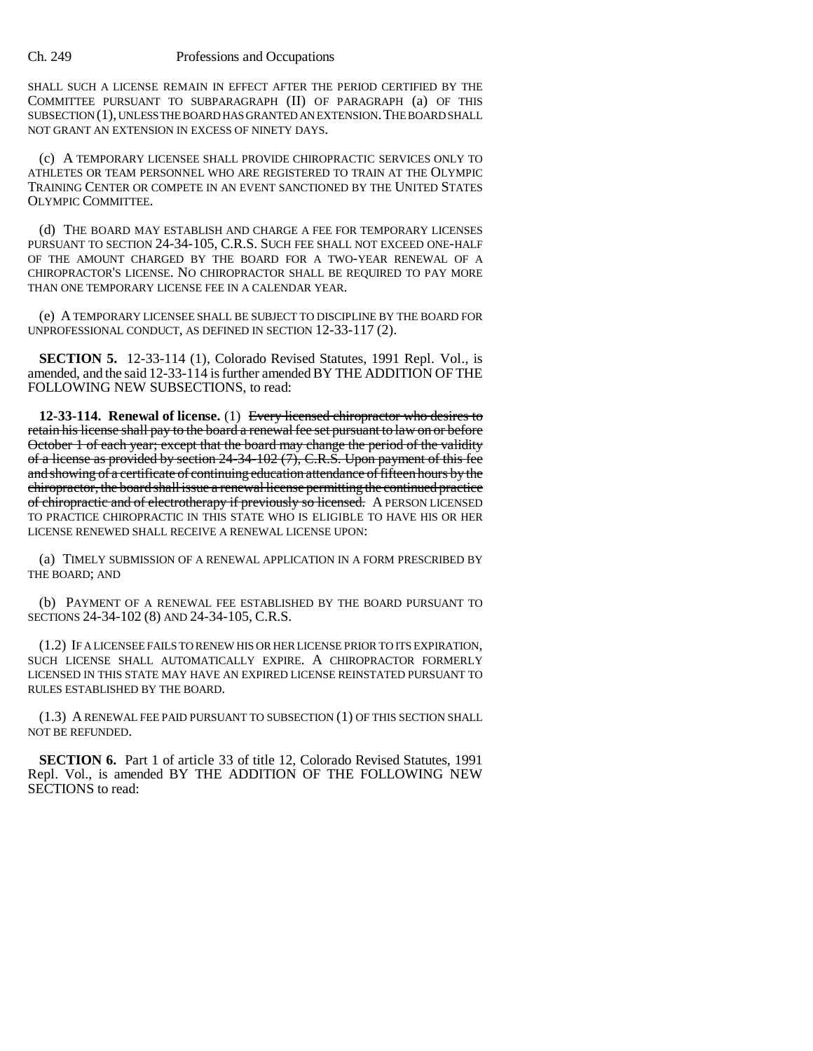SHALL SUCH A LICENSE REMAIN IN EFFECT AFTER THE PERIOD CERTIFIED BY THE COMMITTEE PURSUANT TO SUBPARAGRAPH (II) OF PARAGRAPH (a) OF THIS SUBSECTION (1), UNLESS THE BOARD HAS GRANTED AN EXTENSION. THE BOARD SHALL NOT GRANT AN EXTENSION IN EXCESS OF NINETY DAYS.

(c) A TEMPORARY LICENSEE SHALL PROVIDE CHIROPRACTIC SERVICES ONLY TO ATHLETES OR TEAM PERSONNEL WHO ARE REGISTERED TO TRAIN AT THE OLYMPIC TRAINING CENTER OR COMPETE IN AN EVENT SANCTIONED BY THE UNITED STATES OLYMPIC COMMITTEE.

(d) THE BOARD MAY ESTABLISH AND CHARGE A FEE FOR TEMPORARY LICENSES PURSUANT TO SECTION 24-34-105, C.R.S. SUCH FEE SHALL NOT EXCEED ONE-HALF OF THE AMOUNT CHARGED BY THE BOARD FOR A TWO-YEAR RENEWAL OF A CHIROPRACTOR'S LICENSE. NO CHIROPRACTOR SHALL BE REQUIRED TO PAY MORE THAN ONE TEMPORARY LICENSE FEE IN A CALENDAR YEAR.

(e) A TEMPORARY LICENSEE SHALL BE SUBJECT TO DISCIPLINE BY THE BOARD FOR UNPROFESSIONAL CONDUCT, AS DEFINED IN SECTION 12-33-117 (2).

**SECTION 5.** 12-33-114 (1), Colorado Revised Statutes, 1991 Repl. Vol., is amended, and the said 12-33-114 is further amended BY THE ADDITION OF THE FOLLOWING NEW SUBSECTIONS, to read:

**12-33-114. Renewal of license.** (1) ~~Every licensed chiropractor who desires to retain his license shall pay to the board a renewal fee set pursuant to law on or before October 1 of each year; except that the board may change the period of the validity of a license as provided by section 24-34-102 (7), C.R.S. Upon payment of this fee and showing of a certificate of continuing education attendance of fifteen hours by the chiropractor, the board shall issue a renewal license permitting the continued practice of chiropractic and of electrotherapy if previously so licensed.~~ A PERSON LICENSED TO PRACTICE CHIROPRACTIC IN THIS STATE WHO IS ELIGIBLE TO HAVE HIS OR HER LICENSE RENEWED SHALL RECEIVE A RENEWAL LICENSE UPON:

(a) TIMELY SUBMISSION OF A RENEWAL APPLICATION IN A FORM PRESCRIBED BY THE BOARD; AND

(b) PAYMENT OF A RENEWAL FEE ESTABLISHED BY THE BOARD PURSUANT TO SECTIONS 24-34-102 (8) AND 24-34-105, C.R.S.

(1.2) IF A LICENSEE FAILS TO RENEW HIS OR HER LICENSE PRIOR TO ITS EXPIRATION, SUCH LICENSE SHALL AUTOMATICALLY EXPIRE. A CHIROPRACTOR FORMERLY LICENSED IN THIS STATE MAY HAVE AN EXPIRED LICENSE REINSTATED PURSUANT TO RULES ESTABLISHED BY THE BOARD.

(1.3) A RENEWAL FEE PAID PURSUANT TO SUBSECTION (1) OF THIS SECTION SHALL NOT BE REFUNDED.

**SECTION 6.** Part 1 of article 33 of title 12, Colorado Revised Statutes, 1991 Repl. Vol., is amended BY THE ADDITION OF THE FOLLOWING NEW SECTIONS to read: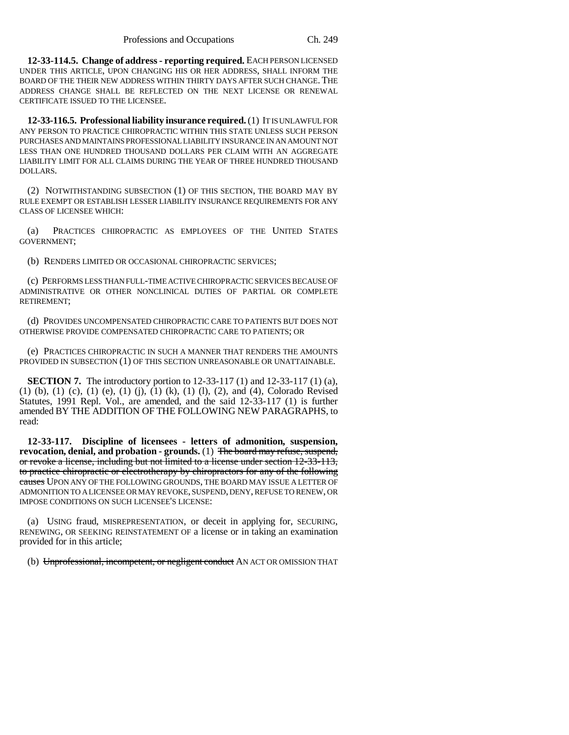**12-33-114.5. Change of address - reporting required.** EACH PERSON LICENSED UNDER THIS ARTICLE, UPON CHANGING HIS OR HER ADDRESS, SHALL INFORM THE BOARD OF THE THEIR NEW ADDRESS WITHIN THIRTY DAYS AFTER SUCH CHANGE. THE ADDRESS CHANGE SHALL BE REFLECTED ON THE NEXT LICENSE OR RENEWAL CERTIFICATE ISSUED TO THE LICENSEE.

**12-33-116.5. Professional liability insurance required.** (1) IT IS UNLAWFUL FOR ANY PERSON TO PRACTICE CHIROPRACTIC WITHIN THIS STATE UNLESS SUCH PERSON PURCHASES AND MAINTAINS PROFESSIONAL LIABILITY INSURANCE IN AN AMOUNT NOT LESS THAN ONE HUNDRED THOUSAND DOLLARS PER CLAIM WITH AN AGGREGATE LIABILITY LIMIT FOR ALL CLAIMS DURING THE YEAR OF THREE HUNDRED THOUSAND DOLLARS.

(2) NOTWITHSTANDING SUBSECTION (1) OF THIS SECTION, THE BOARD MAY BY RULE EXEMPT OR ESTABLISH LESSER LIABILITY INSURANCE REQUIREMENTS FOR ANY CLASS OF LICENSEE WHICH:

(a) PRACTICES CHIROPRACTIC AS EMPLOYEES OF THE UNITED STATES GOVERNMENT;

(b) RENDERS LIMITED OR OCCASIONAL CHIROPRACTIC SERVICES;

(c) PERFORMS LESS THAN FULL-TIME ACTIVE CHIROPRACTIC SERVICES BECAUSE OF ADMINISTRATIVE OR OTHER NONCLINICAL DUTIES OF PARTIAL OR COMPLETE RETIREMENT;

(d) PROVIDES UNCOMPENSATED CHIROPRACTIC CARE TO PATIENTS BUT DOES NOT OTHERWISE PROVIDE COMPENSATED CHIROPRACTIC CARE TO PATIENTS; OR

(e) PRACTICES CHIROPRACTIC IN SUCH A MANNER THAT RENDERS THE AMOUNTS PROVIDED IN SUBSECTION (1) OF THIS SECTION UNREASONABLE OR UNATTAINABLE.

**SECTION 7.** The introductory portion to 12-33-117 (1) and 12-33-117 (1) (a), (1) (b), (1) (c), (1) (e), (1) (j), (1) (k), (1) (l), (2), and (4), Colorado Revised Statutes, 1991 Repl. Vol., are amended, and the said 12-33-117 (1) is further amended BY THE ADDITION OF THE FOLLOWING NEW PARAGRAPHS, to read:

**12-33-117. Discipline of licensees - letters of admonition, suspension, revocation, denial, and probation - grounds.** (1) ~~The board may refuse, suspend, or revoke a license, including but not limited to a license under section 12-33-113, to practice chiropractic or electrotherapy by chiropractors for any of the following causes~~ UPON ANY OF THE FOLLOWING GROUNDS, THE BOARD MAY ISSUE A LETTER OF ADMONITION TO A LICENSEE OR MAY REVOKE, SUSPEND, DENY, REFUSE TO RENEW, OR IMPOSE CONDITIONS ON SUCH LICENSEE'S LICENSE:

(a) USING fraud, MISREPRESENTATION, or deceit in applying for, SECURING, RENEWING, OR SEEKING REINSTATEMENT OF a license or in taking an examination provided for in this article;

(b) ~~Unprofessional, incompetent, or negligent conduct~~ AN ACT OR OMISSION THAT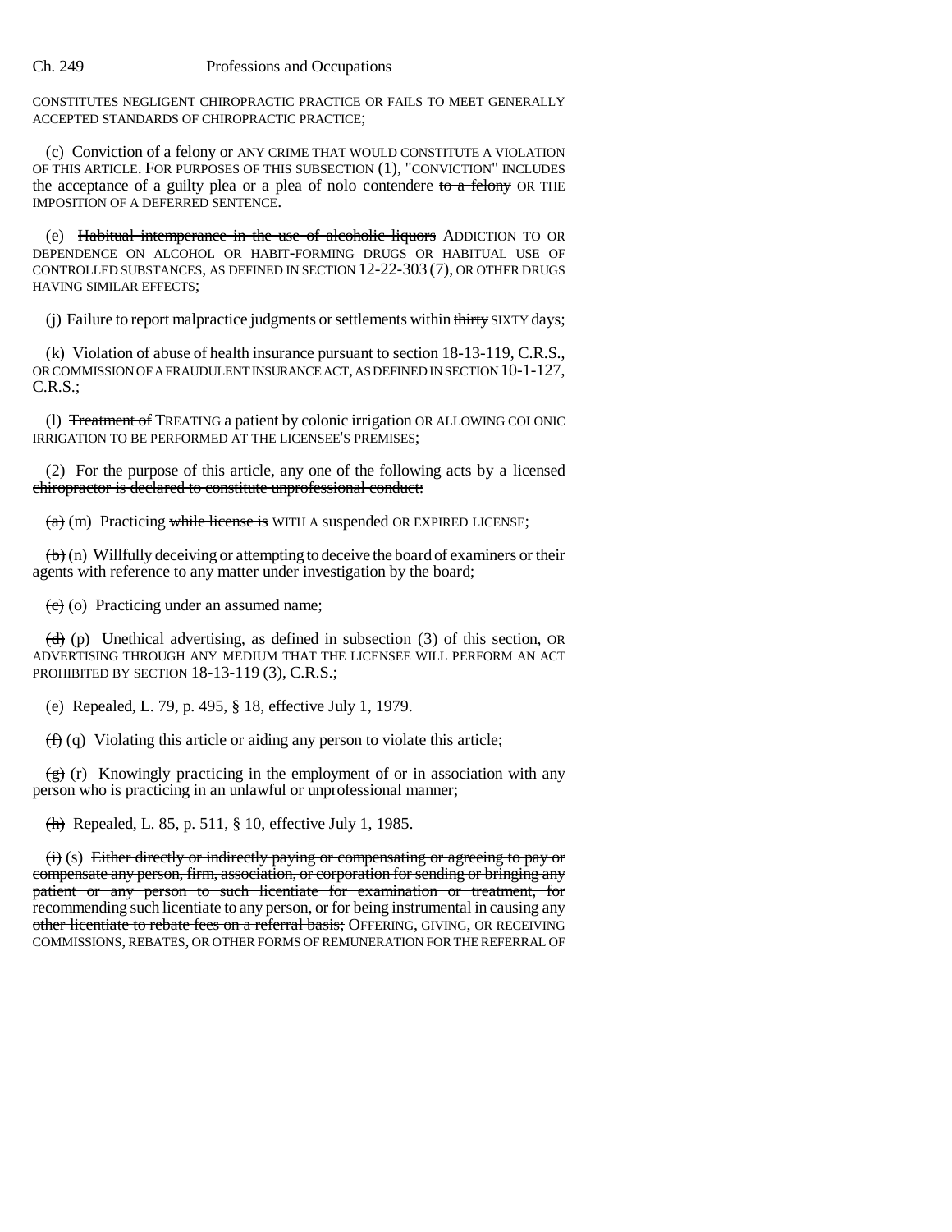CONSTITUTES NEGLIGENT CHIROPRACTIC PRACTICE OR FAILS TO MEET GENERALLY ACCEPTED STANDARDS OF CHIROPRACTIC PRACTICE;

(c) Conviction of a felony or ANY CRIME THAT WOULD CONSTITUTE A VIOLATION OF THIS ARTICLE. FOR PURPOSES OF THIS SUBSECTION (1), "CONVICTION" INCLUDES the acceptance of a guilty plea or a plea of nolo contendere ~~to a felony~~ OR THE IMPOSITION OF A DEFERRED SENTENCE.

(e) ~~Habitual intemperance in the use of alcoholic liquors~~ ADDICTION TO OR DEPENDENCE ON ALCOHOL OR HABIT-FORMING DRUGS OR HABITUAL USE OF CONTROLLED SUBSTANCES, AS DEFINED IN SECTION 12-22-303 (7), OR OTHER DRUGS HAVING SIMILAR EFFECTS;

(j) Failure to report malpractice judgments or settlements within ~~thirty~~ SIXTY days;

(k) Violation of abuse of health insurance pursuant to section 18-13-119, C.R.S., OR COMMISSION OF A FRAUDULENT INSURANCE ACT, AS DEFINED IN SECTION 10-1-127, C.R.S.;

(l) ~~Treatment of~~ TREATING a patient by colonic irrigation OR ALLOWING COLONIC IRRIGATION TO BE PERFORMED AT THE LICENSEE'S PREMISES;

~~(2) For the purpose of this article, any one of the following acts by a licensed chiropractor is declared to constitute unprofessional conduct:~~

~~(a)~~ (m) Practicing ~~while license is~~ WITH A suspended OR EXPIRED LICENSE;

~~(b)~~ (n) Willfully deceiving or attempting to deceive the board of examiners or their agents with reference to any matter under investigation by the board;

~~(c)~~ (o) Practicing under an assumed name;

~~(d)~~ (p) Unethical advertising, as defined in subsection (3) of this section, OR ADVERTISING THROUGH ANY MEDIUM THAT THE LICENSEE WILL PERFORM AN ACT PROHIBITED BY SECTION 18-13-119 (3), C.R.S.;

~~(e)~~ Repealed, L. 79, p. 495, § 18, effective July 1, 1979.

~~(f)~~ (q) Violating this article or aiding any person to violate this article;

~~(g)~~ (r) Knowingly practicing in the employment of or in association with any person who is practicing in an unlawful or unprofessional manner;

~~(h)~~ Repealed, L. 85, p. 511, § 10, effective July 1, 1985.

~~(i)~~ (s) ~~Either directly or indirectly paying or compensating or agreeing to pay or compensate any person, firm, association, or corporation for sending or bringing any patient or any person to such licentiate for examination or treatment, for recommending such licentiate to any person, or for being instrumental in causing any other licentiate to rebate fees on a referral basis;~~ OFFERING, GIVING, OR RECEIVING COMMISSIONS, REBATES, OR OTHER FORMS OF REMUNERATION FOR THE REFERRAL OF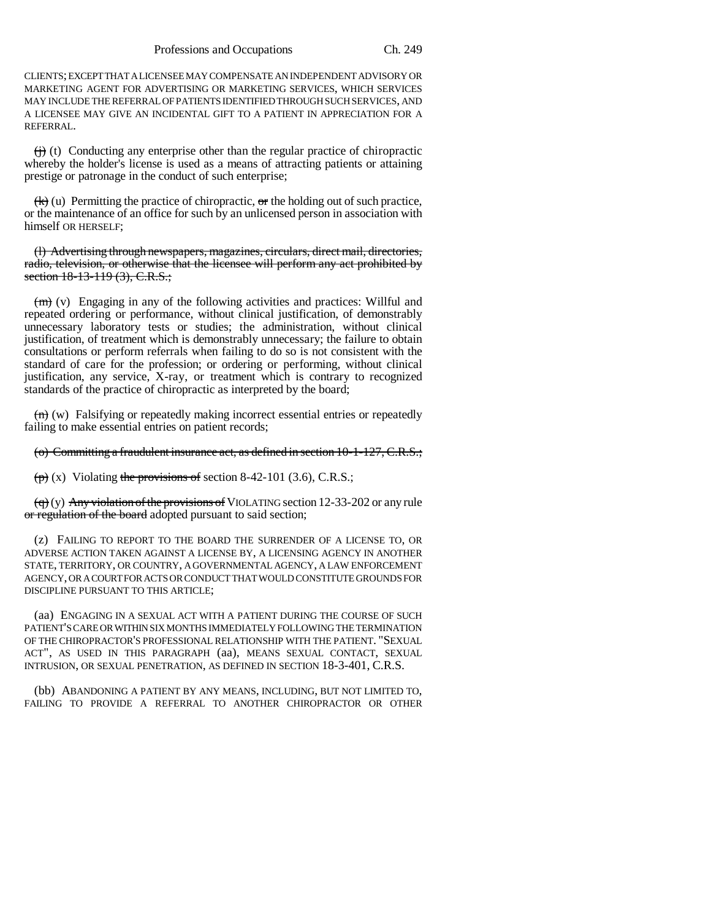CLIENTS; EXCEPT THAT A LICENSEE MAY COMPENSATE AN INDEPENDENT ADVISORY OR MARKETING AGENT FOR ADVERTISING OR MARKETING SERVICES, WHICH SERVICES MAY INCLUDE THE REFERRAL OF PATIENTS IDENTIFIED THROUGH SUCH SERVICES, AND A LICENSEE MAY GIVE AN INCIDENTAL GIFT TO A PATIENT IN APPRECIATION FOR A REFERRAL.

~~(j)~~ (t) Conducting any enterprise other than the regular practice of chiropractic whereby the holder's license is used as a means of attracting patients or attaining prestige or patronage in the conduct of such enterprise;

~~(k)~~ (u) Permitting the practice of chiropractic, ~~or~~ the holding out of such practice, or the maintenance of an office for such by an unlicensed person in association with himself OR HERSELF;

~~(l) Advertising through newspapers, magazines, circulars, direct mail, directories, radio, television, or otherwise that the licensee will perform any act prohibited by section 18-13-119 (3), C.R.S.;~~

~~(m)~~ (v) Engaging in any of the following activities and practices: Willful and repeated ordering or performance, without clinical justification, of demonstrably unnecessary laboratory tests or studies; the administration, without clinical justification, of treatment which is demonstrably unnecessary; the failure to obtain consultations or perform referrals when failing to do so is not consistent with the standard of care for the profession; or ordering or performing, without clinical justification, any service, X-ray, or treatment which is contrary to recognized standards of the practice of chiropractic as interpreted by the board;

~~(n)~~ (w) Falsifying or repeatedly making incorrect essential entries or repeatedly failing to make essential entries on patient records;

~~(o) Committing a fraudulent insurance act, as defined in section 10-1-127, C.R.S.;~~

~~(p)~~ (x) Violating ~~the provisions of~~ section 8-42-101 (3.6), C.R.S.;

~~(q)~~ (y) ~~Any violation of the provisions of~~ VIOLATING section 12-33-202 or any rule ~~or regulation of the board~~ adopted pursuant to said section;

(z) FAILING TO REPORT TO THE BOARD THE SURRENDER OF A LICENSE TO, OR ADVERSE ACTION TAKEN AGAINST A LICENSE BY, A LICENSING AGENCY IN ANOTHER STATE, TERRITORY, OR COUNTRY, A GOVERNMENTAL AGENCY, A LAW ENFORCEMENT AGENCY, OR A COURT FOR ACTS OR CONDUCT THAT WOULD CONSTITUTE GROUNDS FOR DISCIPLINE PURSUANT TO THIS ARTICLE;

(aa) ENGAGING IN A SEXUAL ACT WITH A PATIENT DURING THE COURSE OF SUCH PATIENT'S CARE OR WITHIN SIX MONTHS IMMEDIATELY FOLLOWING THE TERMINATION OF THE CHIROPRACTOR'S PROFESSIONAL RELATIONSHIP WITH THE PATIENT. "SEXUAL ACT", AS USED IN THIS PARAGRAPH (aa), MEANS SEXUAL CONTACT, SEXUAL INTRUSION, OR SEXUAL PENETRATION, AS DEFINED IN SECTION 18-3-401, C.R.S.

(bb) ABANDONING A PATIENT BY ANY MEANS, INCLUDING, BUT NOT LIMITED TO, FAILING TO PROVIDE A REFERRAL TO ANOTHER CHIROPRACTOR OR OTHER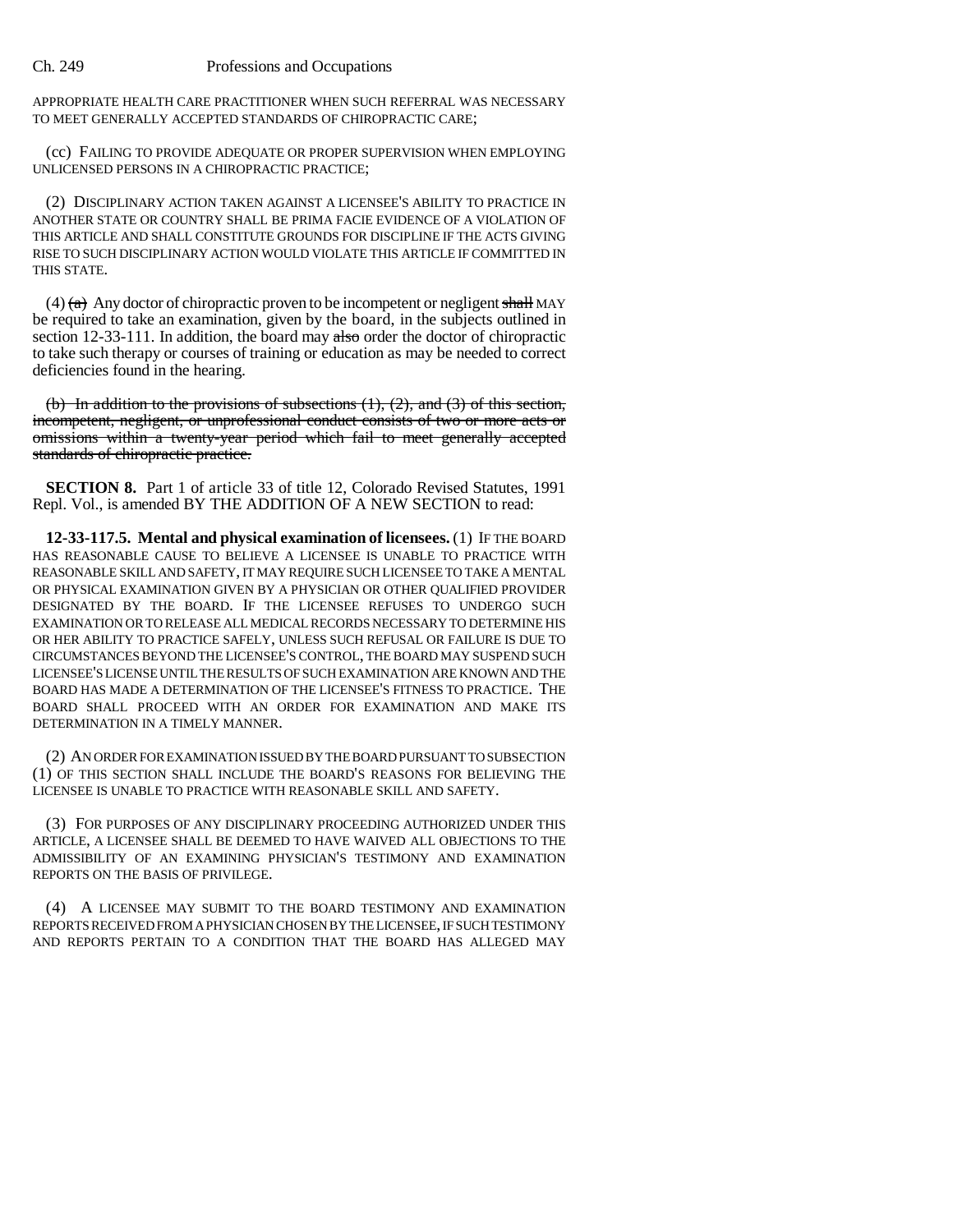APPROPRIATE HEALTH CARE PRACTITIONER WHEN SUCH REFERRAL WAS NECESSARY TO MEET GENERALLY ACCEPTED STANDARDS OF CHIROPRACTIC CARE;

(cc) FAILING TO PROVIDE ADEQUATE OR PROPER SUPERVISION WHEN EMPLOYING UNLICENSED PERSONS IN A CHIROPRACTIC PRACTICE;

(2) DISCIPLINARY ACTION TAKEN AGAINST A LICENSEE'S ABILITY TO PRACTICE IN ANOTHER STATE OR COUNTRY SHALL BE PRIMA FACIE EVIDENCE OF A VIOLATION OF THIS ARTICLE AND SHALL CONSTITUTE GROUNDS FOR DISCIPLINE IF THE ACTS GIVING RISE TO SUCH DISCIPLINARY ACTION WOULD VIOLATE THIS ARTICLE IF COMMITTED IN THIS STATE.

(4) ~~(a)~~ Any doctor of chiropractic proven to be incompetent or negligent ~~shall~~ MAY be required to take an examination, given by the board, in the subjects outlined in section 12-33-111. In addition, the board may ~~also~~ order the doctor of chiropractic to take such therapy or courses of training or education as may be needed to correct deficiencies found in the hearing.

~~(b) In addition to the provisions of subsections (1), (2), and (3) of this section, incompetent, negligent, or unprofessional conduct consists of two or more acts or omissions within a twenty-year period which fail to meet generally accepted standards of chiropractic practice.~~

**SECTION 8.** Part 1 of article 33 of title 12, Colorado Revised Statutes, 1991 Repl. Vol., is amended BY THE ADDITION OF A NEW SECTION to read:

**12-33-117.5. Mental and physical examination of licensees.** (1) IF THE BOARD HAS REASONABLE CAUSE TO BELIEVE A LICENSEE IS UNABLE TO PRACTICE WITH REASONABLE SKILL AND SAFETY, IT MAY REQUIRE SUCH LICENSEE TO TAKE A MENTAL OR PHYSICAL EXAMINATION GIVEN BY A PHYSICIAN OR OTHER QUALIFIED PROVIDER DESIGNATED BY THE BOARD. IF THE LICENSEE REFUSES TO UNDERGO SUCH EXAMINATION OR TO RELEASE ALL MEDICAL RECORDS NECESSARY TO DETERMINE HIS OR HER ABILITY TO PRACTICE SAFELY, UNLESS SUCH REFUSAL OR FAILURE IS DUE TO CIRCUMSTANCES BEYOND THE LICENSEE'S CONTROL, THE BOARD MAY SUSPEND SUCH LICENSEE'S LICENSE UNTIL THE RESULTS OF SUCH EXAMINATION ARE KNOWN AND THE BOARD HAS MADE A DETERMINATION OF THE LICENSEE'S FITNESS TO PRACTICE. THE BOARD SHALL PROCEED WITH AN ORDER FOR EXAMINATION AND MAKE ITS DETERMINATION IN A TIMELY MANNER.

(2) AN ORDER FOR EXAMINATION ISSUED BY THE BOARD PURSUANT TO SUBSECTION (1) OF THIS SECTION SHALL INCLUDE THE BOARD'S REASONS FOR BELIEVING THE LICENSEE IS UNABLE TO PRACTICE WITH REASONABLE SKILL AND SAFETY.

(3) FOR PURPOSES OF ANY DISCIPLINARY PROCEEDING AUTHORIZED UNDER THIS ARTICLE, A LICENSEE SHALL BE DEEMED TO HAVE WAIVED ALL OBJECTIONS TO THE ADMISSIBILITY OF AN EXAMINING PHYSICIAN'S TESTIMONY AND EXAMINATION REPORTS ON THE BASIS OF PRIVILEGE.

(4) A LICENSEE MAY SUBMIT TO THE BOARD TESTIMONY AND EXAMINATION REPORTS RECEIVED FROM A PHYSICIAN CHOSEN BY THE LICENSEE, IF SUCH TESTIMONY AND REPORTS PERTAIN TO A CONDITION THAT THE BOARD HAS ALLEGED MAY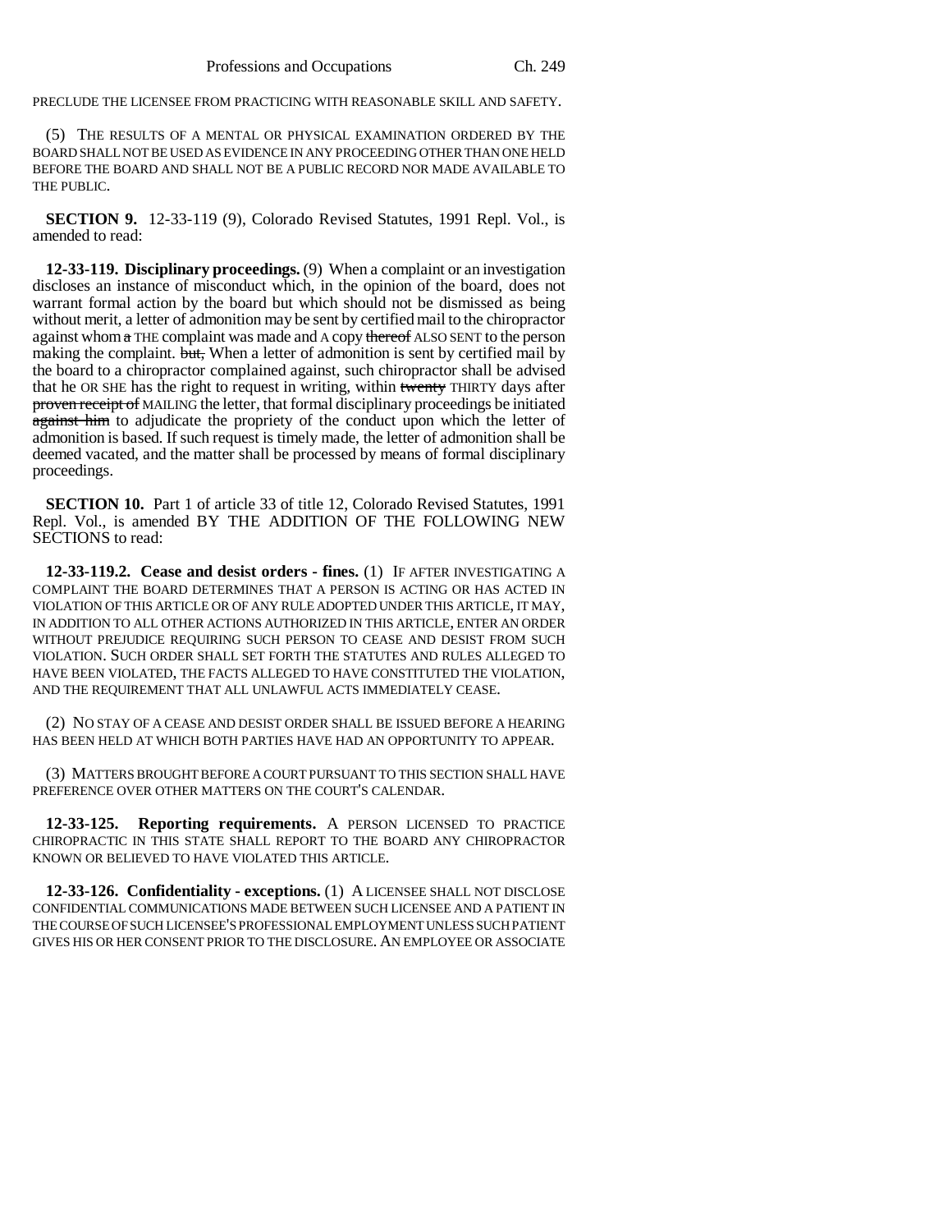PRECLUDE THE LICENSEE FROM PRACTICING WITH REASONABLE SKILL AND SAFETY.

(5) THE RESULTS OF A MENTAL OR PHYSICAL EXAMINATION ORDERED BY THE BOARD SHALL NOT BE USED AS EVIDENCE IN ANY PROCEEDING OTHER THAN ONE HELD BEFORE THE BOARD AND SHALL NOT BE A PUBLIC RECORD NOR MADE AVAILABLE TO THE PUBLIC.

**SECTION 9.** 12-33-119 (9), Colorado Revised Statutes, 1991 Repl. Vol., is amended to read:

**12-33-119. Disciplinary proceedings.** (9) When a complaint or an investigation discloses an instance of misconduct which, in the opinion of the board, does not warrant formal action by the board but which should not be dismissed as being without merit, a letter of admonition may be sent by certified mail to the chiropractor against whom ~~a~~ THE complaint was made and A copy ~~thereof~~ ALSO SENT to the person making the complaint. ~~but,~~ When a letter of admonition is sent by certified mail by the board to a chiropractor complained against, such chiropractor shall be advised that he OR SHE has the right to request in writing, within ~~twenty~~ THIRTY days after ~~proven receipt of~~ MAILING the letter, that formal disciplinary proceedings be initiated ~~against him~~ to adjudicate the propriety of the conduct upon which the letter of admonition is based. If such request is timely made, the letter of admonition shall be deemed vacated, and the matter shall be processed by means of formal disciplinary proceedings.

**SECTION 10.** Part 1 of article 33 of title 12, Colorado Revised Statutes, 1991 Repl. Vol., is amended BY THE ADDITION OF THE FOLLOWING NEW SECTIONS to read:

**12-33-119.2. Cease and desist orders - fines.** (1) IF AFTER INVESTIGATING A COMPLAINT THE BOARD DETERMINES THAT A PERSON IS ACTING OR HAS ACTED IN VIOLATION OF THIS ARTICLE OR OF ANY RULE ADOPTED UNDER THIS ARTICLE, IT MAY, IN ADDITION TO ALL OTHER ACTIONS AUTHORIZED IN THIS ARTICLE, ENTER AN ORDER WITHOUT PREJUDICE REQUIRING SUCH PERSON TO CEASE AND DESIST FROM SUCH VIOLATION. SUCH ORDER SHALL SET FORTH THE STATUTES AND RULES ALLEGED TO HAVE BEEN VIOLATED, THE FACTS ALLEGED TO HAVE CONSTITUTED THE VIOLATION, AND THE REQUIREMENT THAT ALL UNLAWFUL ACTS IMMEDIATELY CEASE.

(2) NO STAY OF A CEASE AND DESIST ORDER SHALL BE ISSUED BEFORE A HEARING HAS BEEN HELD AT WHICH BOTH PARTIES HAVE HAD AN OPPORTUNITY TO APPEAR.

(3) MATTERS BROUGHT BEFORE A COURT PURSUANT TO THIS SECTION SHALL HAVE PREFERENCE OVER OTHER MATTERS ON THE COURT'S CALENDAR.

**12-33-125. Reporting requirements.** A PERSON LICENSED TO PRACTICE CHIROPRACTIC IN THIS STATE SHALL REPORT TO THE BOARD ANY CHIROPRACTOR KNOWN OR BELIEVED TO HAVE VIOLATED THIS ARTICLE.

**12-33-126. Confidentiality - exceptions.** (1) A LICENSEE SHALL NOT DISCLOSE CONFIDENTIAL COMMUNICATIONS MADE BETWEEN SUCH LICENSEE AND A PATIENT IN THE COURSE OF SUCH LICENSEE'S PROFESSIONAL EMPLOYMENT UNLESS SUCH PATIENT GIVES HIS OR HER CONSENT PRIOR TO THE DISCLOSURE. AN EMPLOYEE OR ASSOCIATE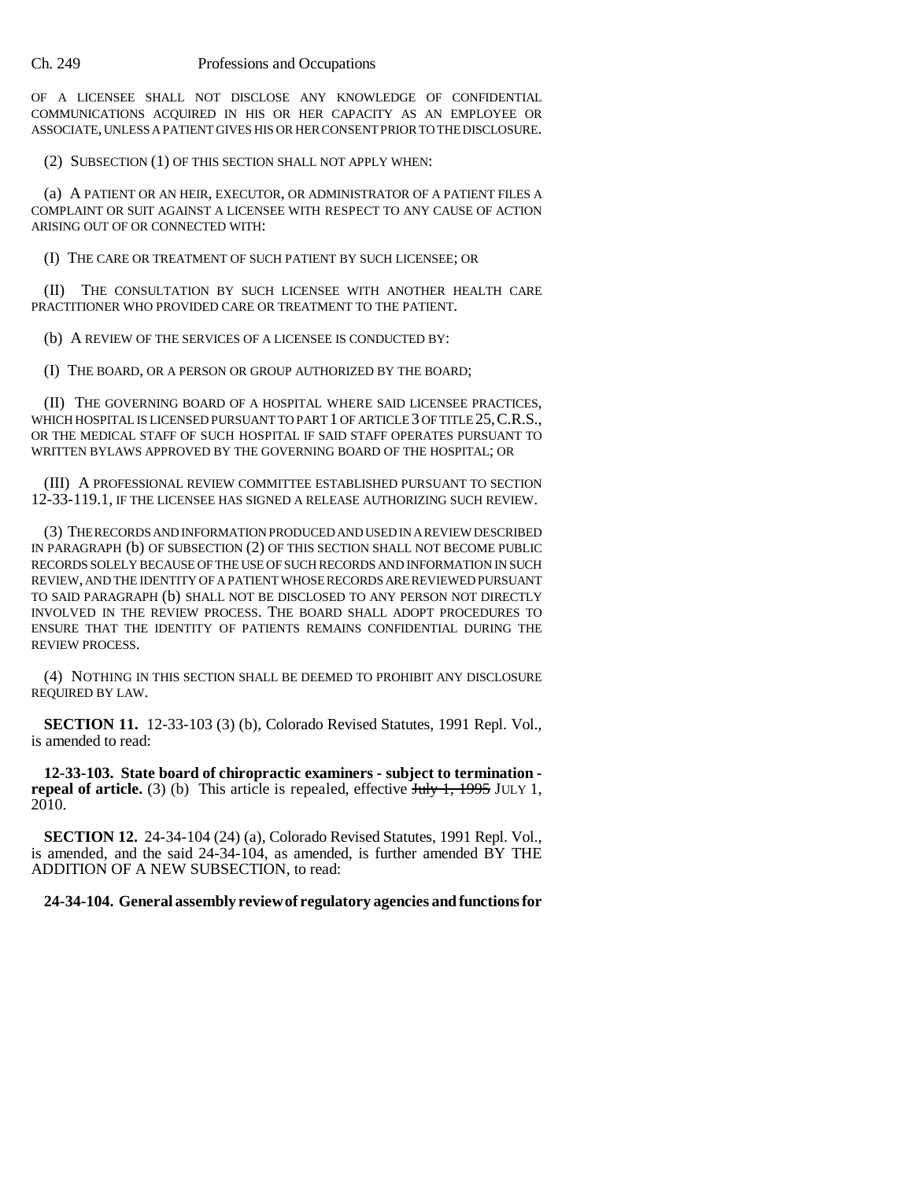OF A LICENSEE SHALL NOT DISCLOSE ANY KNOWLEDGE OF CONFIDENTIAL COMMUNICATIONS ACQUIRED IN HIS OR HER CAPACITY AS AN EMPLOYEE OR ASSOCIATE, UNLESS A PATIENT GIVES HIS OR HER CONSENT PRIOR TO THE DISCLOSURE.

(2) SUBSECTION (1) OF THIS SECTION SHALL NOT APPLY WHEN:

(a) A PATIENT OR AN HEIR, EXECUTOR, OR ADMINISTRATOR OF A PATIENT FILES A COMPLAINT OR SUIT AGAINST A LICENSEE WITH RESPECT TO ANY CAUSE OF ACTION ARISING OUT OF OR CONNECTED WITH:

(I) THE CARE OR TREATMENT OF SUCH PATIENT BY SUCH LICENSEE; OR

(II) THE CONSULTATION BY SUCH LICENSEE WITH ANOTHER HEALTH CARE PRACTITIONER WHO PROVIDED CARE OR TREATMENT TO THE PATIENT.

(b) A REVIEW OF THE SERVICES OF A LICENSEE IS CONDUCTED BY:

(I) THE BOARD, OR A PERSON OR GROUP AUTHORIZED BY THE BOARD;

(II) THE GOVERNING BOARD OF A HOSPITAL WHERE SAID LICENSEE PRACTICES, WHICH HOSPITAL IS LICENSED PURSUANT TO PART 1 OF ARTICLE 3 OF TITLE 25, C.R.S., OR THE MEDICAL STAFF OF SUCH HOSPITAL IF SAID STAFF OPERATES PURSUANT TO WRITTEN BYLAWS APPROVED BY THE GOVERNING BOARD OF THE HOSPITAL; OR

(III) A PROFESSIONAL REVIEW COMMITTEE ESTABLISHED PURSUANT TO SECTION 12-33-119.1, IF THE LICENSEE HAS SIGNED A RELEASE AUTHORIZING SUCH REVIEW.

(3) THE RECORDS AND INFORMATION PRODUCED AND USED IN A REVIEW DESCRIBED IN PARAGRAPH (b) OF SUBSECTION (2) OF THIS SECTION SHALL NOT BECOME PUBLIC RECORDS SOLELY BECAUSE OF THE USE OF SUCH RECORDS AND INFORMATION IN SUCH REVIEW, AND THE IDENTITY OF A PATIENT WHOSE RECORDS ARE REVIEWED PURSUANT TO SAID PARAGRAPH (b) SHALL NOT BE DISCLOSED TO ANY PERSON NOT DIRECTLY INVOLVED IN THE REVIEW PROCESS. THE BOARD SHALL ADOPT PROCEDURES TO ENSURE THAT THE IDENTITY OF PATIENTS REMAINS CONFIDENTIAL DURING THE REVIEW PROCESS.

(4) NOTHING IN THIS SECTION SHALL BE DEEMED TO PROHIBIT ANY DISCLOSURE REQUIRED BY LAW.

**SECTION 11.** 12-33-103 (3) (b), Colorado Revised Statutes, 1991 Repl. Vol., is amended to read:

**12-33-103. State board of chiropractic examiners - subject to termination - repeal of article.** (3) (b) This article is repealed, effective ~~July 1, 1995~~ JULY 1, 2010.

**SECTION 12.** 24-34-104 (24) (a), Colorado Revised Statutes, 1991 Repl. Vol., is amended, and the said 24-34-104, as amended, is further amended BY THE ADDITION OF A NEW SUBSECTION, to read:

**24-34-104. General assembly review of regulatory agencies and functions for**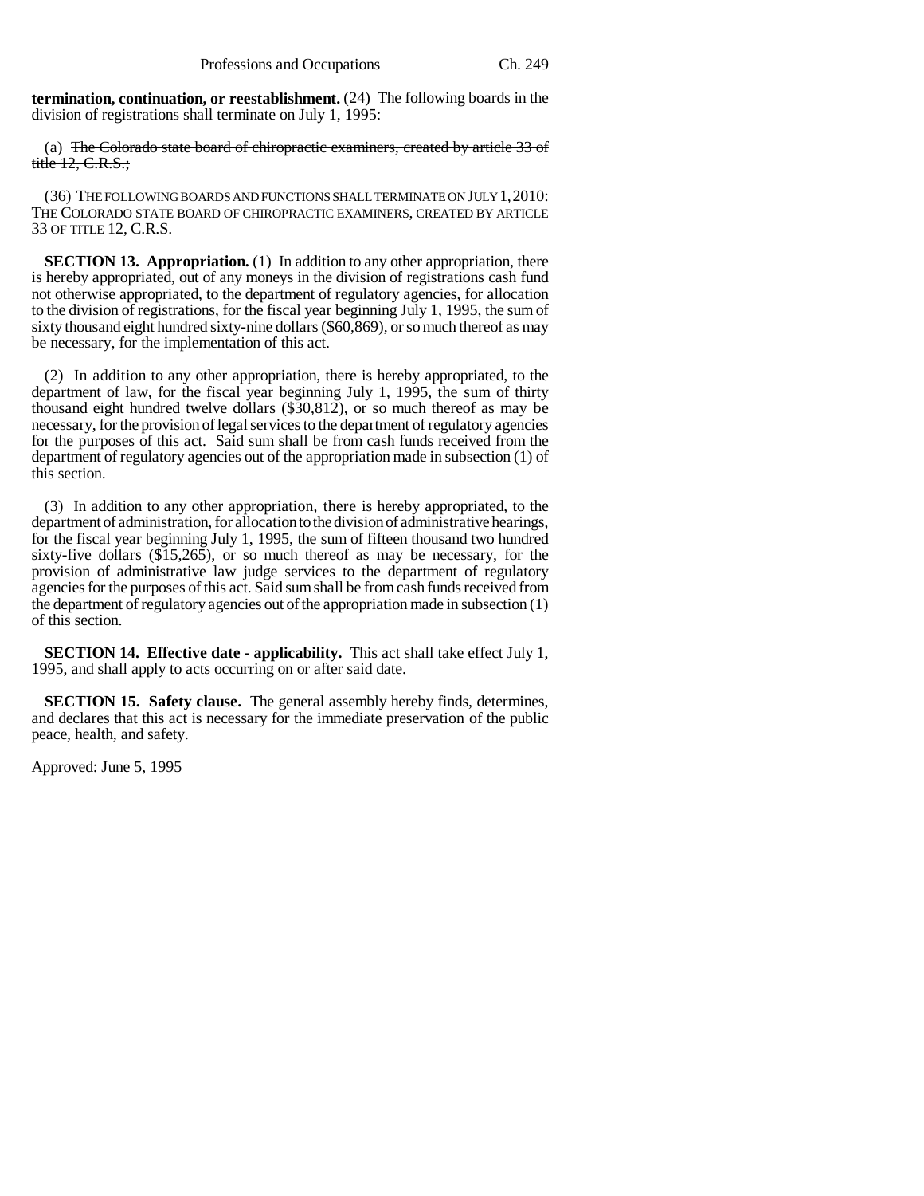**termination, continuation, or reestablishment.** (24) The following boards in the division of registrations shall terminate on July 1, 1995:

(a) ~~The Colorado state board of chiropractic examiners, created by article 33 of title 12, C.R.S.;~~

(36) THE FOLLOWING BOARDS AND FUNCTIONS SHALL TERMINATE ON JULY 1, 2010: THE COLORADO STATE BOARD OF CHIROPRACTIC EXAMINERS, CREATED BY ARTICLE 33 OF TITLE 12, C.R.S.

**SECTION 13. Appropriation.** (1) In addition to any other appropriation, there is hereby appropriated, out of any moneys in the division of registrations cash fund not otherwise appropriated, to the department of regulatory agencies, for allocation to the division of registrations, for the fiscal year beginning July 1, 1995, the sum of sixty thousand eight hundred sixty-nine dollars ($60,869), or so much thereof as may be necessary, for the implementation of this act.

(2) In addition to any other appropriation, there is hereby appropriated, to the department of law, for the fiscal year beginning July 1, 1995, the sum of thirty thousand eight hundred twelve dollars ($30,812), or so much thereof as may be necessary, for the provision of legal services to the department of regulatory agencies for the purposes of this act. Said sum shall be from cash funds received from the department of regulatory agencies out of the appropriation made in subsection (1) of this section.

(3) In addition to any other appropriation, there is hereby appropriated, to the department of administration, for allocation to the division of administrative hearings, for the fiscal year beginning July 1, 1995, the sum of fifteen thousand two hundred sixty-five dollars ($15,265), or so much thereof as may be necessary, for the provision of administrative law judge services to the department of regulatory agencies for the purposes of this act. Said sum shall be from cash funds received from the department of regulatory agencies out of the appropriation made in subsection (1) of this section.

**SECTION 14. Effective date - applicability.** This act shall take effect July 1, 1995, and shall apply to acts occurring on or after said date.

**SECTION 15. Safety clause.** The general assembly hereby finds, determines, and declares that this act is necessary for the immediate preservation of the public peace, health, and safety.

Approved: June 5, 1995